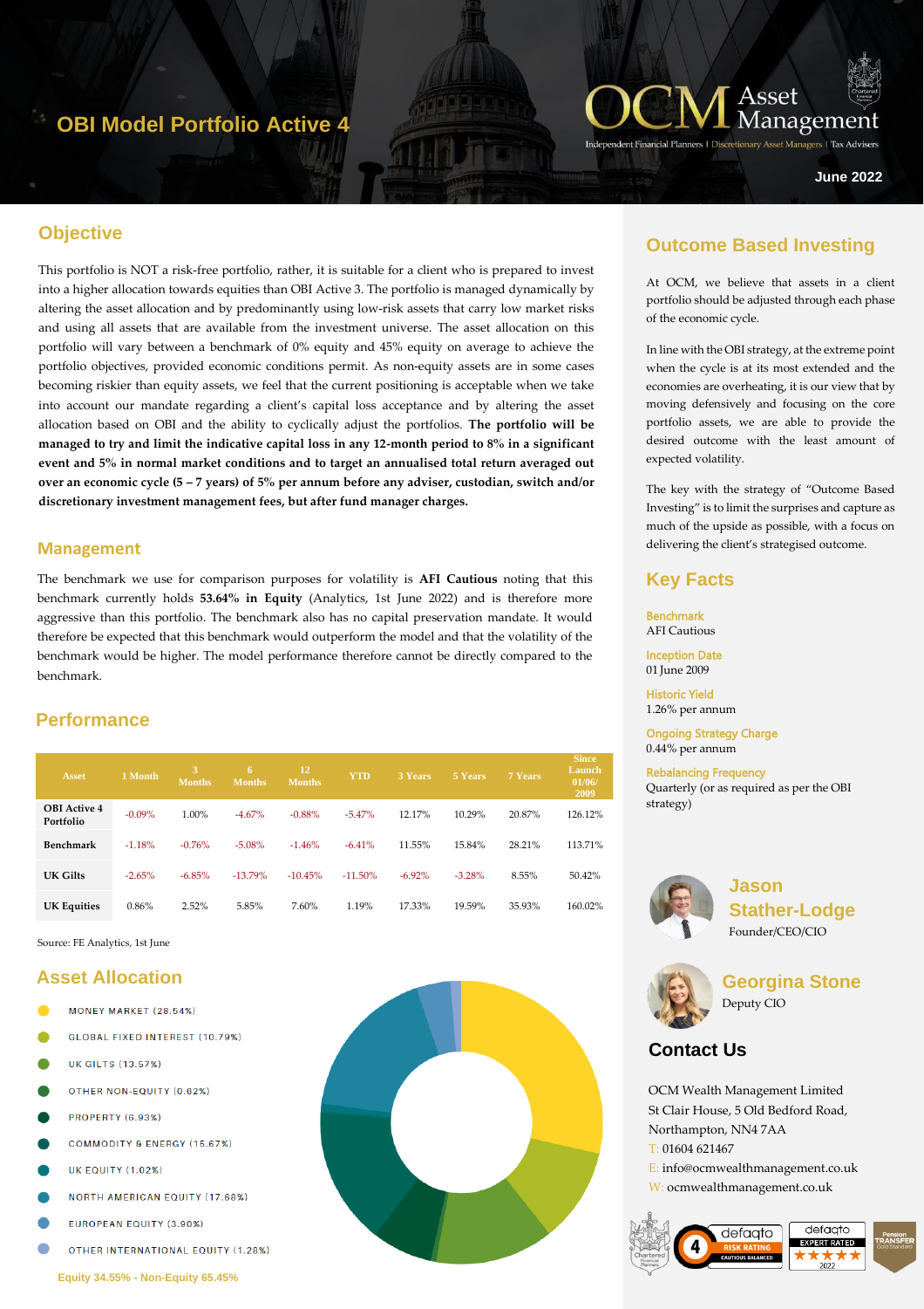# OBI Model Portfolio Active 4

OCM Asset Management
Independent Financial Planners | Discretionary Asset Managers | Tax Advisers

June 2022

## Objective

This portfolio is NOT a risk-free portfolio, rather, it is suitable for a client who is prepared to invest into a higher allocation towards equities than OBI Active 3. The portfolio is managed dynamically by altering the asset allocation and by predominantly using low-risk assets that carry low market risks and using all assets that are available from the investment universe. The asset allocation on this portfolio will vary between a benchmark of 0% equity and 45% equity on average to achieve the portfolio objectives, provided economic conditions permit. As non-equity assets are in some cases becoming riskier than equity assets, we feel that the current positioning is acceptable when we take into account our mandate regarding a client's capital loss acceptance and by altering the asset allocation based on OBI and the ability to cyclically adjust the portfolios. **The portfolio will be managed to try and limit the indicative capital loss in any 12-month period to 8% in a significant event and 5% in normal market conditions and to target an annualised total return averaged out over an economic cycle (5 – 7 years) of 5% per annum before any adviser, custodian, switch and/or discretionary investment management fees, but after fund manager charges.**

## Management

The benchmark we use for comparison purposes for volatility is **AFI Cautious** noting that this benchmark currently holds **53.64% in Equity** (Analytics, 1st June 2022) and is therefore more aggressive than this portfolio. The benchmark also has no capital preservation mandate. It would therefore be expected that this benchmark would outperform the model and that the volatility of the benchmark would be higher. The model performance therefore cannot be directly compared to the benchmark.

## Performance

| Asset | 1 Month | 3 Months | 6 Months | 12 Months | YTD | 3 Years | 5 Years | 7 Years | Since Launch 01/06/2009 |
|---|---|---|---|---|---|---|---|---|---|
| OBI Active 4 Portfolio | -0.09% | 1.00% | -4.67% | -0.88% | -5.47% | 12.17% | 10.29% | 20.87% | 126.12% |
| Benchmark | -1.18% | -0.76% | -5.08% | -1.46% | -6.41% | 11.55% | 15.84% | 28.21% | 113.71% |
| UK Gilts | -2.65% | -6.85% | -13.79% | -10.45% | -11.50% | -6.92% | -3.28% | 8.55% | 50.42% |
| UK Equities | 0.86% | 2.52% | 5.85% | 7.60% | 1.19% | 17.33% | 19.59% | 35.93% | 160.02% |

Source: FE Analytics, 1st June

## Asset Allocation

- MONEY MARKET (28.54%)
- GLOBAL FIXED INTEREST (10.79%)
- UK GILTS (13.57%)
- OTHER NON-EQUITY (0.62%)
- PROPERTY (6.93%)
- COMMODITY & ENERGY (15.67%)
- UK EQUITY (1.02%)
- NORTH AMERICAN EQUITY (17.68%)
- EUROPEAN EQUITY (3.90%)
- OTHER INTERNATIONAL EQUITY (1.28%)

Equity 34.55% - Non-Equity 65.45%

## Outcome Based Investing

At OCM, we believe that assets in a client portfolio should be adjusted through each phase of the economic cycle.

In line with the OBI strategy, at the extreme point when the cycle is at its most extended and the economies are overheating, it is our view that by moving defensively and focusing on the core portfolio assets, we are able to provide the desired outcome with the least amount of expected volatility.

The key with the strategy of "Outcome Based Investing" is to limit the surprises and capture as much of the upside as possible, with a focus on delivering the client's strategised outcome.

## Key Facts

**Benchmark**
AFI Cautious

**Inception Date**
01 June 2009

**Historic Yield**
1.26% per annum

**Ongoing Strategy Charge**
0.44% per annum

**Rebalancing Frequency**
Quarterly (or as required as per the OBI strategy)

**Jason Stather-Lodge**
Founder/CEO/CIO

**Georgina Stone**
Deputy CIO

## Contact Us

OCM Wealth Management Limited
St Clair House, 5 Old Bedford Road,
Northampton, NN4 7AA
T: 01604 621467
E: info@ocmwealthmanagement.co.uk
W: ocmwealthmanagement.co.uk

defaqto 4 RISK RATING CAUTIOUS BALANCED | defaqto EXPERT RATED 2022 | Pension Transfer Gold Standard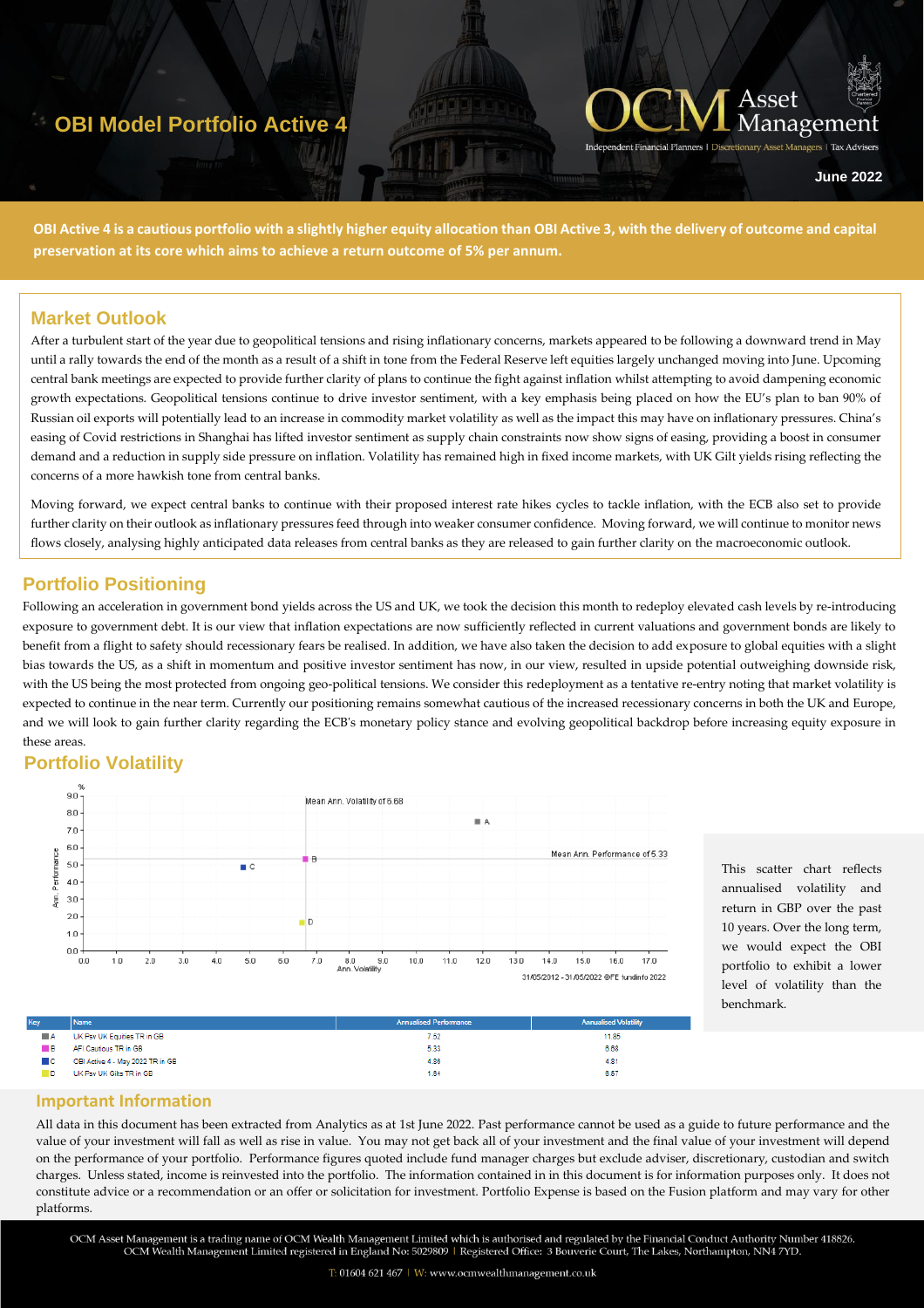# OBI Model Portfolio Active 4

OCM Asset Management

Independent Financial Planners | Discretionary Asset Managers | Tax Advisers

**June 2022**

**OBI Active 4 is a cautious portfolio with a slightly higher equity allocation than OBI Active 3, with the delivery of outcome and capital preservation at its core which aims to achieve a return outcome of 5% per annum.**

## Market Outlook

After a turbulent start of the year due to geopolitical tensions and rising inflationary concerns, markets appeared to be following a downward trend in May until a rally towards the end of the month as a result of a shift in tone from the Federal Reserve left equities largely unchanged moving into June. Upcoming central bank meetings are expected to provide further clarity of plans to continue the fight against inflation whilst attempting to avoid dampening economic growth expectations. Geopolitical tensions continue to drive investor sentiment, with a key emphasis being placed on how the EU's plan to ban 90% of Russian oil exports will potentially lead to an increase in commodity market volatility as well as the impact this may have on inflationary pressures. China's easing of Covid restrictions in Shanghai has lifted investor sentiment as supply chain constraints now show signs of easing, providing a boost in consumer demand and a reduction in supply side pressure on inflation. Volatility has remained high in fixed income markets, with UK Gilt yields rising reflecting the concerns of a more hawkish tone from central banks.

Moving forward, we expect central banks to continue with their proposed interest rate hikes cycles to tackle inflation, with the ECB also set to provide further clarity on their outlook as inflationary pressures feed through into weaker consumer confidence. Moving forward, we will continue to monitor news flows closely, analysing highly anticipated data releases from central banks as they are released to gain further clarity on the macroeconomic outlook.

## Portfolio Positioning

Following an acceleration in government bond yields across the US and UK, we took the decision this month to redeploy elevated cash levels by re-introducing exposure to government debt. It is our view that inflation expectations are now sufficiently reflected in current valuations and government bonds are likely to benefit from a flight to safety should recessionary fears be realised. In addition, we have also taken the decision to add exposure to global equities with a slight bias towards the US, as a shift in momentum and positive investor sentiment has now, in our view, resulted in upside potential outweighing downside risk, with the US being the most protected from ongoing geo-political tensions. We consider this redeployment as a tentative re-entry noting that market volatility is expected to continue in the near term. Currently our positioning remains somewhat cautious of the increased recessionary concerns in both the UK and Europe, and we will look to gain further clarity regarding the ECB's monetary policy stance and evolving geopolitical backdrop before increasing equity exposure in these areas.

## Portfolio Volatility

%

Ann. Performance

Mean Ann. Volatility of 6.68

Mean Ann. Performance of 5.33

A B C D

Ann. Volatility

31/05/2012 - 31/05/2022 ©FE fundinfo 2022

This scatter chart reflects annualised volatility and return in GBP over the past 10 years. Over the long term, we would expect the OBI portfolio to exhibit a lower level of volatility than the benchmark.

| Key | Name | Annualised Performance | Annualised Volatility |
|---|---|---|---|
| A | UK Psv UK Equities TR in GB | 7.52 | 11.85 |
| B | AFI Cautious TR in GB | 5.33 | 6.68 |
| C | OBI Active 4 - May 2022 TR in GB | 4.98 | 4.81 |
| D | UK Psv UK Gilts TR in GB | 1.84 | 6.57 |

## Important Information

All data in this document has been extracted from Analytics as at 1st June 2022. Past performance cannot be used as a guide to future performance and the value of your investment will fall as well as rise in value. You may not get back all of your investment and the final value of your investment will depend on the performance of your portfolio. Performance figures quoted include fund manager charges but exclude adviser, discretionary, custodian and switch charges. Unless stated, income is reinvested into the portfolio. The information contained in in this document is for information purposes only. It does not constitute advice or a recommendation or an offer or solicitation for investment. Portfolio Expense is based on the Fusion platform and may vary for other platforms.

OCM Asset Management is a trading name of OCM Wealth Management Limited which is authorised and regulated by the Financial Conduct Authority Number 418826. OCM Wealth Management Limited registered in England No: 5029809 | Registered Office: 3 Bouverie Court, The Lakes, Northampton, NN4 7YD.

T: 01604 621 467 | W: www.ocmwealthmanagement.co.uk